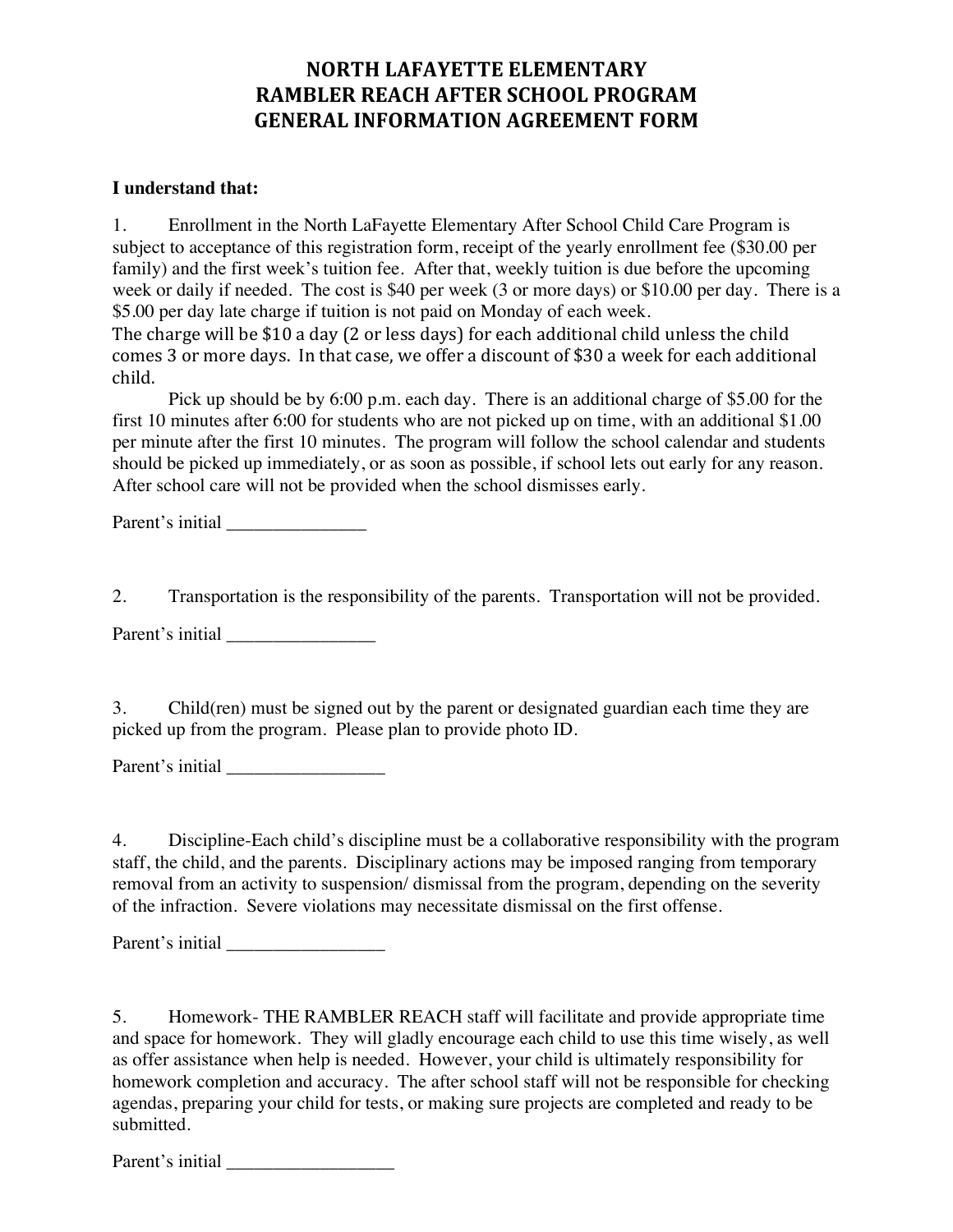# NORTH LAFAYETTE ELEMENTARY
# RAMBLER REACH AFTER SCHOOL PROGRAM
# GENERAL INFORMATION AGREEMENT FORM

**I understand that:**

1. Enrollment in the North LaFayette Elementary After School Child Care Program is subject to acceptance of this registration form, receipt of the yearly enrollment fee ($30.00 per family) and the first week's tuition fee. After that, weekly tuition is due before the upcoming week or daily if needed. The cost is $40 per week (3 or more days) or $10.00 per day. There is a $5.00 per day late charge if tuition is not paid on Monday of each week.
The charge will be $10 a day (2 or less days) for each additional child unless the child comes 3 or more days. In that case, we offer a discount of $30 a week for each additional child.
Pick up should be by 6:00 p.m. each day. There is an additional charge of $5.00 for the first 10 minutes after 6:00 for students who are not picked up on time, with an additional $1.00 per minute after the first 10 minutes. The program will follow the school calendar and students should be picked up immediately, or as soon as possible, if school lets out early for any reason. After school care will not be provided when the school dismisses early.

Parent's initial _______________

2. Transportation is the responsibility of the parents. Transportation will not be provided.

Parent's initial ________________

3. Child(ren) must be signed out by the parent or designated guardian each time they are picked up from the program. Please plan to provide photo ID.

Parent's initial _________________

4. Discipline-Each child's discipline must be a collaborative responsibility with the program staff, the child, and the parents. Disciplinary actions may be imposed ranging from temporary removal from an activity to suspension/ dismissal from the program, depending on the severity of the infraction. Severe violations may necessitate dismissal on the first offense.

Parent's initial _________________

5. Homework- THE RAMBLER REACH staff will facilitate and provide appropriate time and space for homework. They will gladly encourage each child to use this time wisely, as well as offer assistance when help is needed. However, your child is ultimately responsibility for homework completion and accuracy. The after school staff will not be responsible for checking agendas, preparing your child for tests, or making sure projects are completed and ready to be submitted.

Parent's initial __________________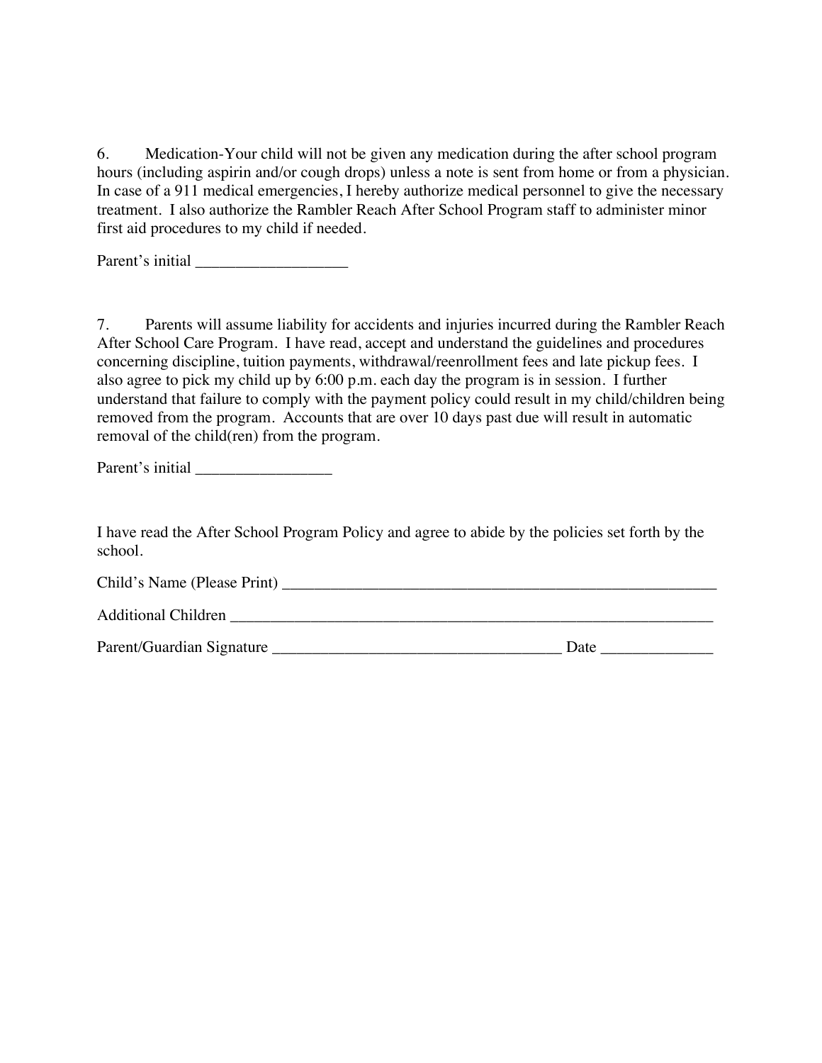6. Medication-Your child will not be given any medication during the after school program hours (including aspirin and/or cough drops) unless a note is sent from home or from a physician. In case of a 911 medical emergencies, I hereby authorize medical personnel to give the necessary treatment. I also authorize the Rambler Reach After School Program staff to administer minor first aid procedures to my child if needed.

Parent's initial ___________________

7. Parents will assume liability for accidents and injuries incurred during the Rambler Reach After School Care Program. I have read, accept and understand the guidelines and procedures concerning discipline, tuition payments, withdrawal/reenrollment fees and late pickup fees. I also agree to pick my child up by 6:00 p.m. each day the program is in session. I further understand that failure to comply with the payment policy could result in my child/children being removed from the program. Accounts that are over 10 days past due will result in automatic removal of the child(ren) from the program.

Parent's initial _________________

I have read the After School Program Policy and agree to abide by the policies set forth by the school.

Child's Name (Please Print) ________________________________________________________

Additional Children ____________________________________________________________

Parent/Guardian Signature ____________________________________ Date ______________